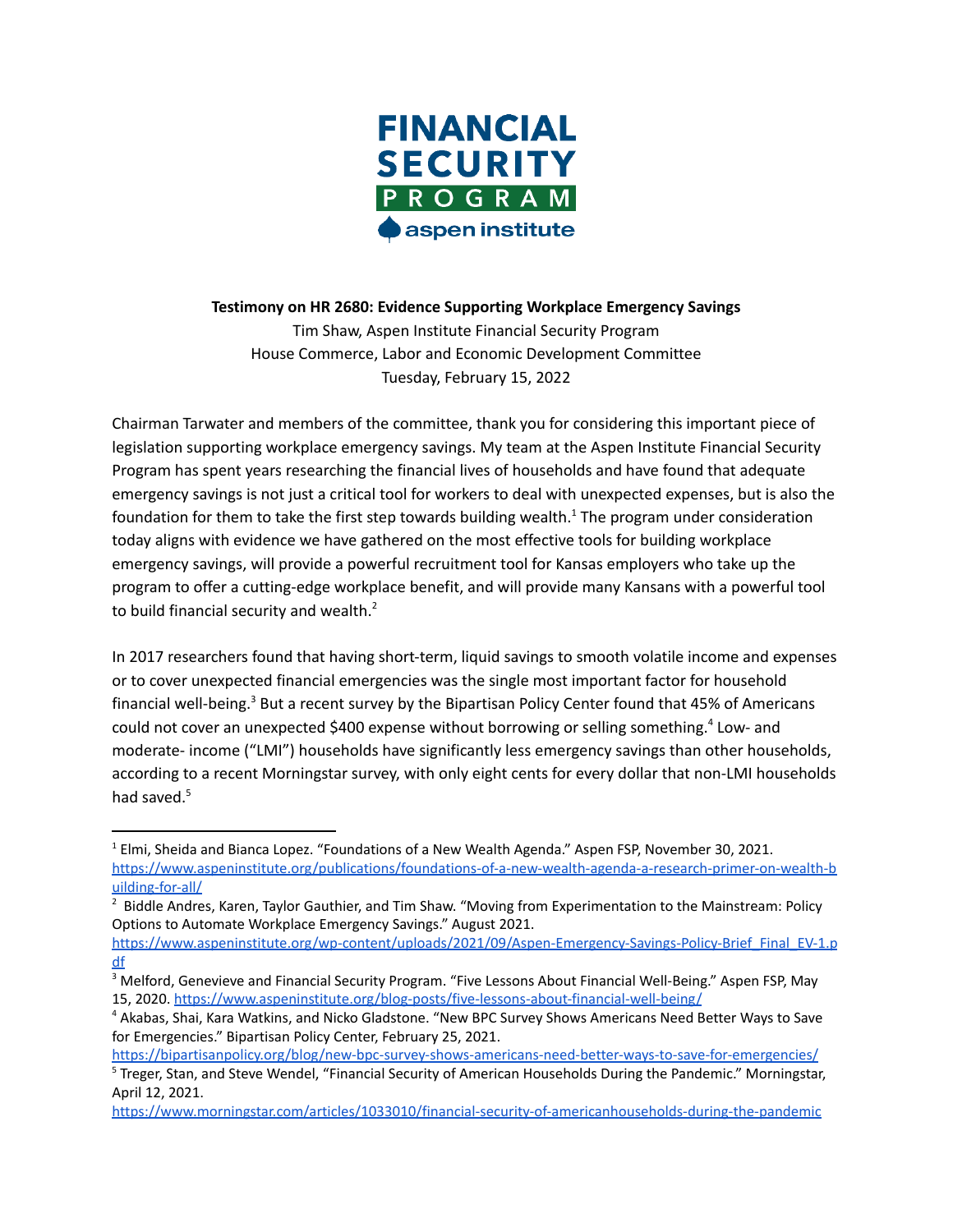**FINANCIAL SECURITY PROGRAM**
**aspen institute**

**Testimony on HR 2680: Evidence Supporting Workplace Emergency Savings**

Tim Shaw, Aspen Institute Financial Security Program
House Commerce, Labor and Economic Development Committee
Tuesday, February 15, 2022

Chairman Tarwater and members of the committee, thank you for considering this important piece of legislation supporting workplace emergency savings. My team at the Aspen Institute Financial Security Program has spent years researching the financial lives of households and have found that adequate emergency savings is not just a critical tool for workers to deal with unexpected expenses, but is also the foundation for them to take the first step towards building wealth.[1] The program under consideration today aligns with evidence we have gathered on the most effective tools for building workplace emergency savings, will provide a powerful recruitment tool for Kansas employers who take up the program to offer a cutting-edge workplace benefit, and will provide many Kansans with a powerful tool to build financial security and wealth.[2]

In 2017 researchers found that having short-term, liquid savings to smooth volatile income and expenses or to cover unexpected financial emergencies was the single most important factor for household financial well-being.[3] But a recent survey by the Bipartisan Policy Center found that 45% of Americans could not cover an unexpected $400 expense without borrowing or selling something.[4] Low- and moderate- income ("LMI") households have significantly less emergency savings than other households, according to a recent Morningstar survey, with only eight cents for every dollar that non-LMI households had saved.[5]

---

[1] Elmi, Sheida and Bianca Lopez. "Foundations of a New Wealth Agenda." Aspen FSP, November 30, 2021. https://www.aspeninstitute.org/publications/foundations-of-a-new-wealth-agenda-a-research-primer-on-wealth-building-for-all/

[2] Biddle Andres, Karen, Taylor Gauthier, and Tim Shaw. "Moving from Experimentation to the Mainstream: Policy Options to Automate Workplace Emergency Savings." August 2021. https://www.aspeninstitute.org/wp-content/uploads/2021/09/Aspen-Emergency-Savings-Policy-Brief_Final_EV-1.pdf

[3] Melford, Genevieve and Financial Security Program. "Five Lessons About Financial Well-Being." Aspen FSP, May 15, 2020. https://www.aspeninstitute.org/blog-posts/five-lessons-about-financial-well-being/

[4] Akabas, Shai, Kara Watkins, and Nicko Gladstone. "New BPC Survey Shows Americans Need Better Ways to Save for Emergencies." Bipartisan Policy Center, February 25, 2021. https://bipartisanpolicy.org/blog/new-bpc-survey-shows-americans-need-better-ways-to-save-for-emergencies/

[5] Treger, Stan, and Steve Wendel, "Financial Security of American Households During the Pandemic." Morningstar, April 12, 2021. https://www.morningstar.com/articles/1033010/financial-security-of-americanhouseholds-during-the-pandemic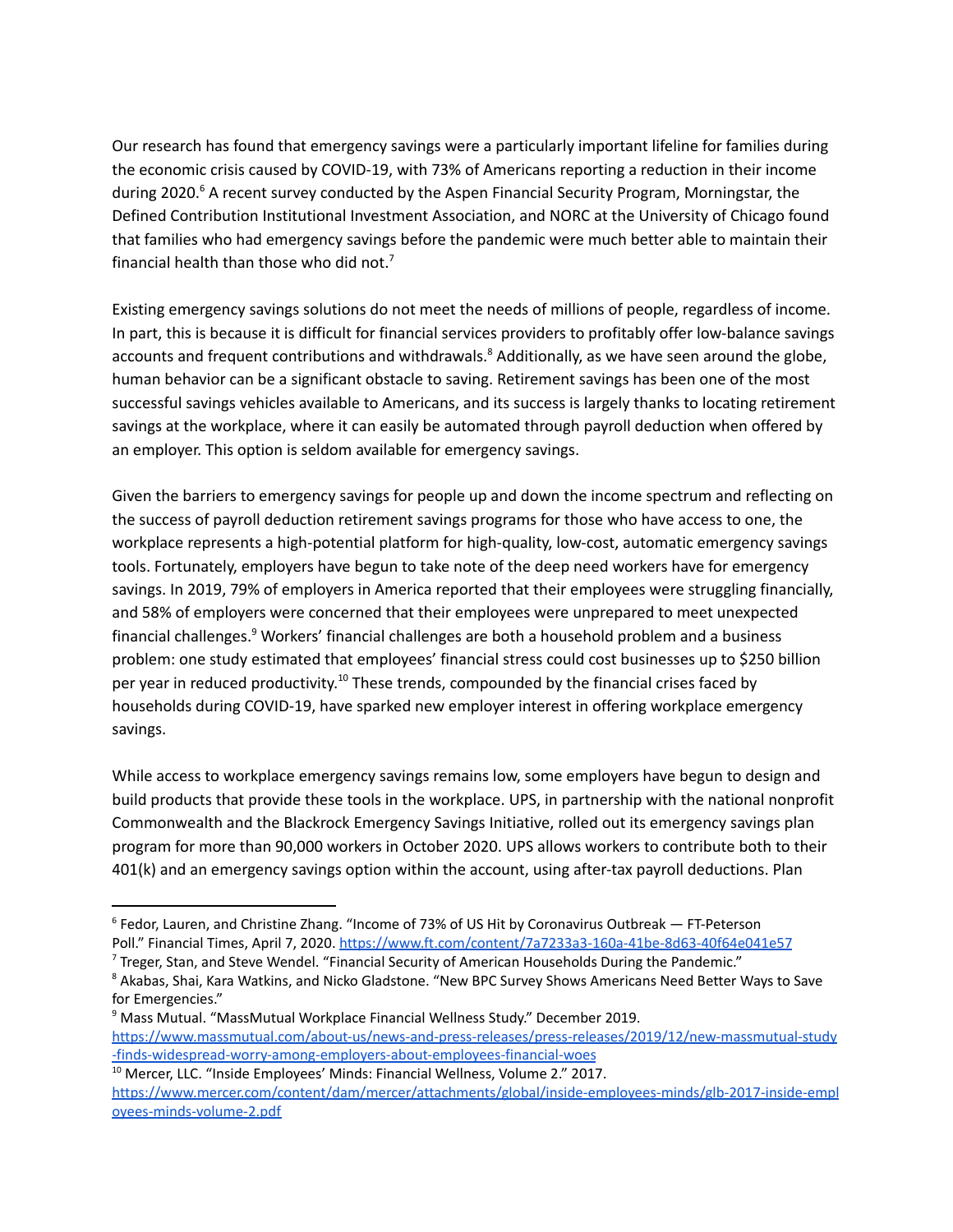Our research has found that emergency savings were a particularly important lifeline for families during the economic crisis caused by COVID-19, with 73% of Americans reporting a reduction in their income during 2020.[6] A recent survey conducted by the Aspen Financial Security Program, Morningstar, the Defined Contribution Institutional Investment Association, and NORC at the University of Chicago found that families who had emergency savings before the pandemic were much better able to maintain their financial health than those who did not.[7]

Existing emergency savings solutions do not meet the needs of millions of people, regardless of income. In part, this is because it is difficult for financial services providers to profitably offer low-balance savings accounts and frequent contributions and withdrawals.[8] Additionally, as we have seen around the globe, human behavior can be a significant obstacle to saving. Retirement savings has been one of the most successful savings vehicles available to Americans, and its success is largely thanks to locating retirement savings at the workplace, where it can easily be automated through payroll deduction when offered by an employer. This option is seldom available for emergency savings.

Given the barriers to emergency savings for people up and down the income spectrum and reflecting on the success of payroll deduction retirement savings programs for those who have access to one, the workplace represents a high-potential platform for high-quality, low-cost, automatic emergency savings tools. Fortunately, employers have begun to take note of the deep need workers have for emergency savings. In 2019, 79% of employers in America reported that their employees were struggling financially, and 58% of employers were concerned that their employees were unprepared to meet unexpected financial challenges.[9] Workers' financial challenges are both a household problem and a business problem: one study estimated that employees' financial stress could cost businesses up to $250 billion per year in reduced productivity.[10] These trends, compounded by the financial crises faced by households during COVID-19, have sparked new employer interest in offering workplace emergency savings.

While access to workplace emergency savings remains low, some employers have begun to design and build products that provide these tools in the workplace. UPS, in partnership with the national nonprofit Commonwealth and the Blackrock Emergency Savings Initiative, rolled out its emergency savings plan program for more than 90,000 workers in October 2020. UPS allows workers to contribute both to their 401(k) and an emergency savings option within the account, using after-tax payroll deductions. Plan

---

[6] Fedor, Lauren, and Christine Zhang. "Income of 73% of US Hit by Coronavirus Outbreak — FT-Peterson Poll." Financial Times, April 7, 2020. https://www.ft.com/content/7a7233a3-160a-41be-8d63-40f64e041e57

[7] Treger, Stan, and Steve Wendel. "Financial Security of American Households During the Pandemic."

[8] Akabas, Shai, Kara Watkins, and Nicko Gladstone. "New BPC Survey Shows Americans Need Better Ways to Save for Emergencies."

[9] Mass Mutual. "MassMutual Workplace Financial Wellness Study." December 2019. https://www.massmutual.com/about-us/news-and-press-releases/press-releases/2019/12/new-massmutual-study-finds-widespread-worry-among-employers-about-employees-financial-woes

[10] Mercer, LLC. "Inside Employees' Minds: Financial Wellness, Volume 2." 2017. https://www.mercer.com/content/dam/mercer/attachments/global/inside-employees-minds/glb-2017-inside-employees-minds-volume-2.pdf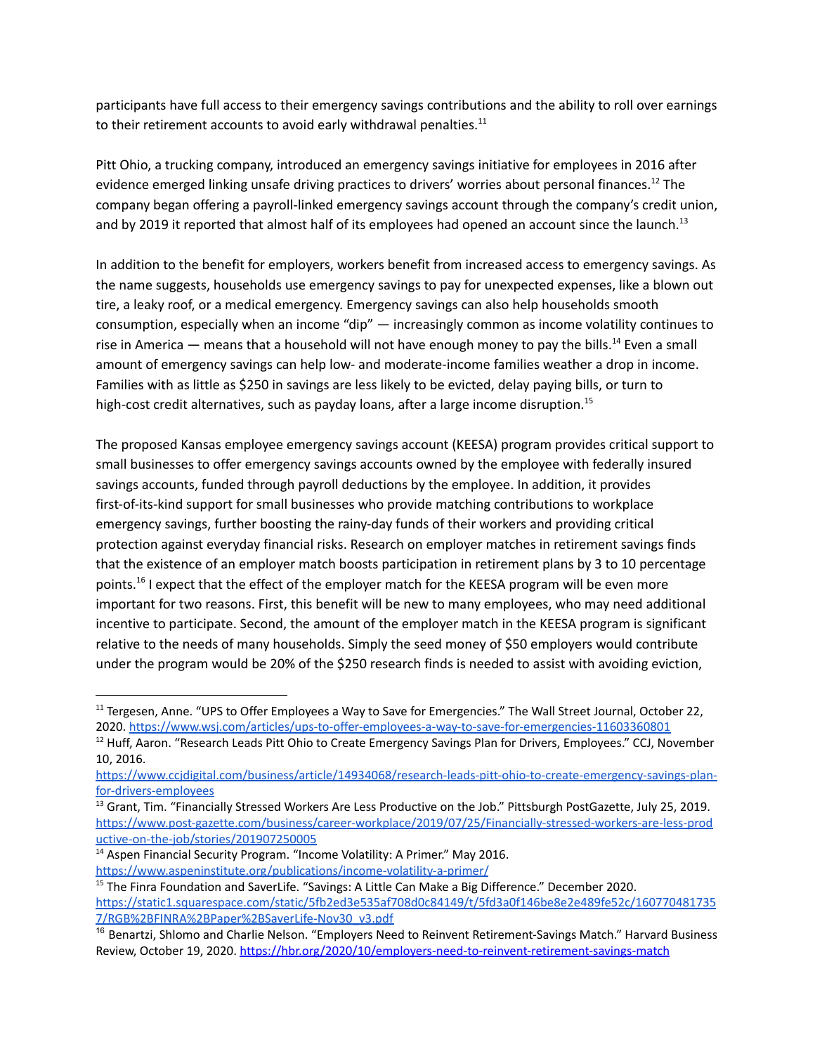participants have full access to their emergency savings contributions and the ability to roll over earnings to their retirement accounts to avoid early withdrawal penalties.[11]

Pitt Ohio, a trucking company, introduced an emergency savings initiative for employees in 2016 after evidence emerged linking unsafe driving practices to drivers' worries about personal finances.[12] The company began offering a payroll-linked emergency savings account through the company's credit union, and by 2019 it reported that almost half of its employees had opened an account since the launch.[13]

In addition to the benefit for employers, workers benefit from increased access to emergency savings. As the name suggests, households use emergency savings to pay for unexpected expenses, like a blown out tire, a leaky roof, or a medical emergency. Emergency savings can also help households smooth consumption, especially when an income "dip" — increasingly common as income volatility continues to rise in America — means that a household will not have enough money to pay the bills.[14] Even a small amount of emergency savings can help low- and moderate-income families weather a drop in income. Families with as little as $250 in savings are less likely to be evicted, delay paying bills, or turn to high-cost credit alternatives, such as payday loans, after a large income disruption.[15]

The proposed Kansas employee emergency savings account (KEESA) program provides critical support to small businesses to offer emergency savings accounts owned by the employee with federally insured savings accounts, funded through payroll deductions by the employee. In addition, it provides first-of-its-kind support for small businesses who provide matching contributions to workplace emergency savings, further boosting the rainy-day funds of their workers and providing critical protection against everyday financial risks. Research on employer matches in retirement savings finds that the existence of an employer match boosts participation in retirement plans by 3 to 10 percentage points.[16] I expect that the effect of the employer match for the KEESA program will be even more important for two reasons. First, this benefit will be new to many employees, who may need additional incentive to participate. Second, the amount of the employer match in the KEESA program is significant relative to the needs of many households. Simply the seed money of $50 employers would contribute under the program would be 20% of the $250 research finds is needed to assist with avoiding eviction,

---

[11] Tergesen, Anne. "UPS to Offer Employees a Way to Save for Emergencies." The Wall Street Journal, October 22, 2020. https://www.wsj.com/articles/ups-to-offer-employees-a-way-to-save-for-emergencies-11603360801

[12] Huff, Aaron. "Research Leads Pitt Ohio to Create Emergency Savings Plan for Drivers, Employees." CCJ, November 10, 2016. https://www.ccjdigital.com/business/article/14934068/research-leads-pitt-ohio-to-create-emergency-savings-plan-for-drivers-employees

[13] Grant, Tim. "Financially Stressed Workers Are Less Productive on the Job." Pittsburgh PostGazette, July 25, 2019. https://www.post-gazette.com/business/career-workplace/2019/07/25/Financially-stressed-workers-are-less-productive-on-the-job/stories/201907250005

[14] Aspen Financial Security Program. "Income Volatility: A Primer." May 2016. https://www.aspeninstitute.org/publications/income-volatility-a-primer/

[15] The Finra Foundation and SaverLife. "Savings: A Little Can Make a Big Difference." December 2020. https://static1.squarespace.com/static/5fb2ed3e535af708d0c84149/t/5fd3a0f146be8e2e489fe52c/1607704817357/RGB%2BFINRA%2BPaper%2BSaverLife-Nov30_v3.pdf

[16] Benartzi, Shlomo and Charlie Nelson. "Employers Need to Reinvent Retirement-Savings Match." Harvard Business Review, October 19, 2020. https://hbr.org/2020/10/employers-need-to-reinvent-retirement-savings-match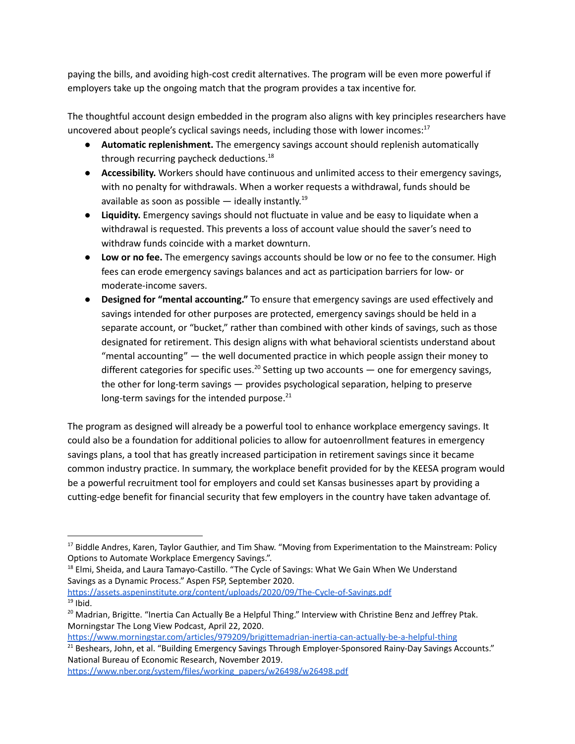paying the bills, and avoiding high-cost credit alternatives. The program will be even more powerful if employers take up the ongoing match that the program provides a tax incentive for.

The thoughtful account design embedded in the program also aligns with key principles researchers have uncovered about people's cyclical savings needs, including those with lower incomes:[17]

- **Automatic replenishment.** The emergency savings account should replenish automatically through recurring paycheck deductions.[18]
- **Accessibility.** Workers should have continuous and unlimited access to their emergency savings, with no penalty for withdrawals. When a worker requests a withdrawal, funds should be available as soon as possible — ideally instantly.[19]
- **Liquidity.** Emergency savings should not fluctuate in value and be easy to liquidate when a withdrawal is requested. This prevents a loss of account value should the saver's need to withdraw funds coincide with a market downturn.
- **Low or no fee.** The emergency savings accounts should be low or no fee to the consumer. High fees can erode emergency savings balances and act as participation barriers for low- or moderate-income savers.
- **Designed for "mental accounting."** To ensure that emergency savings are used effectively and savings intended for other purposes are protected, emergency savings should be held in a separate account, or "bucket," rather than combined with other kinds of savings, such as those designated for retirement. This design aligns with what behavioral scientists understand about "mental accounting" — the well documented practice in which people assign their money to different categories for specific uses.[20] Setting up two accounts — one for emergency savings, the other for long-term savings — provides psychological separation, helping to preserve long-term savings for the intended purpose.[21]

The program as designed will already be a powerful tool to enhance workplace emergency savings. It could also be a foundation for additional policies to allow for autoenrollment features in emergency savings plans, a tool that has greatly increased participation in retirement savings since it became common industry practice. In summary, the workplace benefit provided for by the KEESA program would be a powerful recruitment tool for employers and could set Kansas businesses apart by providing a cutting-edge benefit for financial security that few employers in the country have taken advantage of.

---

[17] Biddle Andres, Karen, Taylor Gauthier, and Tim Shaw. "Moving from Experimentation to the Mainstream: Policy Options to Automate Workplace Emergency Savings.".

[18] Elmi, Sheida, and Laura Tamayo-Castillo. "The Cycle of Savings: What We Gain When We Understand Savings as a Dynamic Process." Aspen FSP, September 2020. https://assets.aspeninstitute.org/content/uploads/2020/09/The-Cycle-of-Savings.pdf

[19] Ibid.

[20] Madrian, Brigitte. "Inertia Can Actually Be a Helpful Thing." Interview with Christine Benz and Jeffrey Ptak. Morningstar The Long View Podcast, April 22, 2020. https://www.morningstar.com/articles/979209/brigittemadrian-inertia-can-actually-be-a-helpful-thing

[21] Beshears, John, et al. "Building Emergency Savings Through Employer-Sponsored Rainy-Day Savings Accounts." National Bureau of Economic Research, November 2019. https://www.nber.org/system/files/working_papers/w26498/w26498.pdf